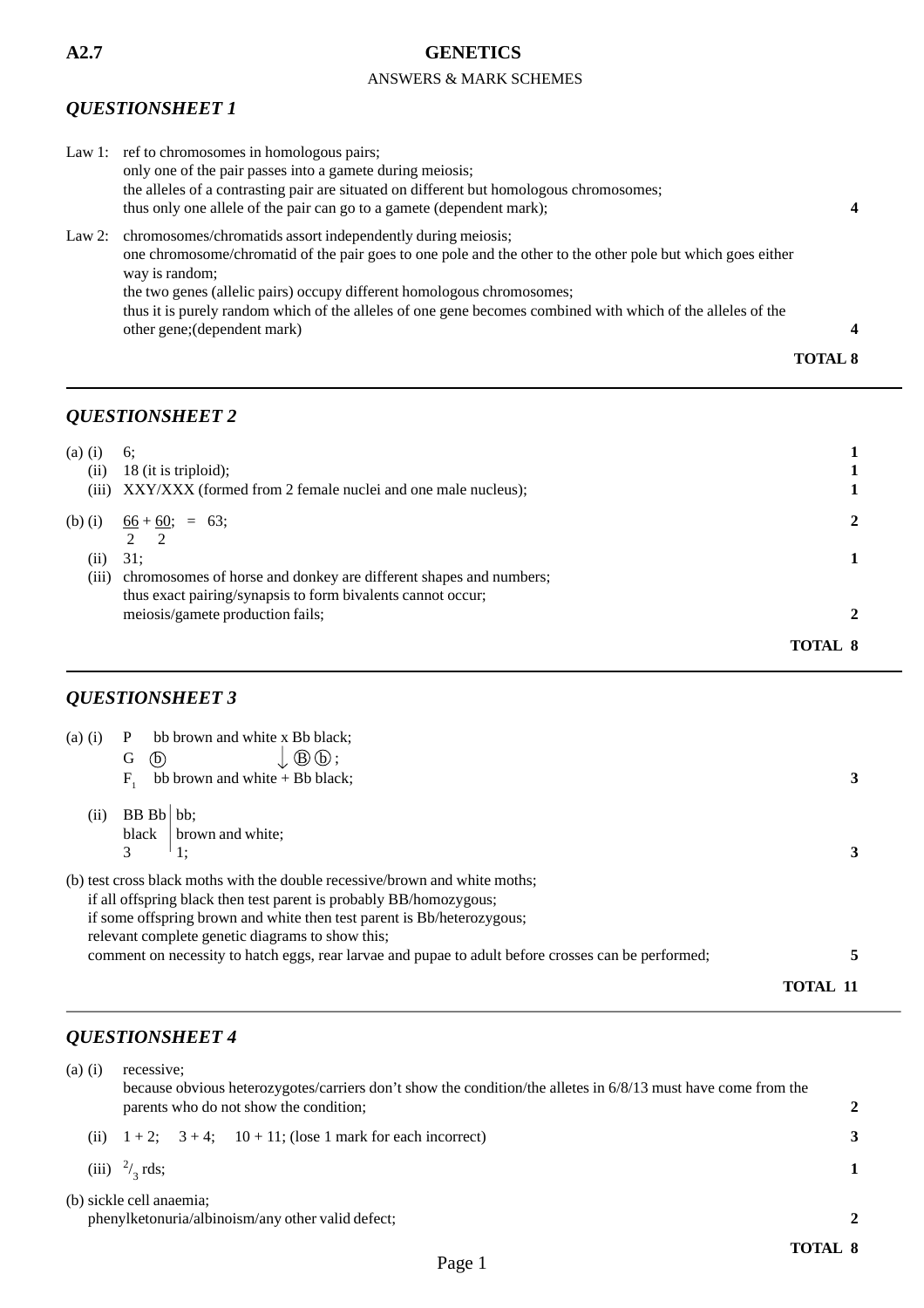**A2.7** **GENETICS**

ANSWERS & MARK SCHEMES

## *QUESTIONSHEET 1*

Law 1: ref to chromosomes in homologous pairs;
only one of the pair passes into a gamete during meiosis;
the alleles of a contrasting pair are situated on different but homologous chromosomes;
thus only one allele of the pair can go to a gamete (dependent mark); **4**

Law 2: chromosomes/chromatids assort independently during meiosis;
one chromosome/chromatid of the pair goes to one pole and the other to the other pole but which goes either way is random;
the two genes (allelic pairs) occupy different homologous chromosomes;
thus it is purely random which of the alleles of one gene becomes combined with which of the alleles of the other gene;(dependent mark) **4**

**TOTAL 8**

---

## *QUESTIONSHEET 2*

(a) (i) 6; **1**

(ii) 18 (it is triploid); **1**

(iii) XXY/XXX (formed from 2 female nuclei and one male nucleus); **1**

(b) (i) $\frac{66}{2} + \frac{60}{2}$; = 63; **2**

(ii) 31; **1**

(iii) chromosomes of horse and donkey are different shapes and numbers;
thus exact pairing/synapsis to form bivalents cannot occur;
meiosis/gamete production fails; **2**

**TOTAL 8**

---

## *QUESTIONSHEET 3*

(a) (i) P bb brown and white x Bb black;
G ⓑ ↓ Ⓑ ⓑ ;
$F_1$ bb brown and white + Bb black; **3**

(ii) BB Bb | bb;
black | brown and white;
3 | 1; **3**

(b) test cross black moths with the double recessive/brown and white moths;
if all offspring black then test parent is probably BB/homozygous;
if some offspring brown and white then test parent is Bb/heterozygous;
relevant complete genetic diagrams to show this;
comment on necessity to hatch eggs, rear larvae and pupae to adult before crosses can be performed; **5**

**TOTAL 11**

---

## *QUESTIONSHEET 4*

(a) (i) recessive;
because obvious heterozygotes/carriers don't show the condition/the alletes in 6/8/13 must have come from the parents who do not show the condition; **2**

(ii) 1 + 2; 3 + 4; 10 + 11; (lose 1 mark for each incorrect) **3**

(iii) $^{2}/_{3}$ rds; **1**

(b) sickle cell anaemia;
phenylketonuria/albinoism/any other valid defect; **2**

**TOTAL 8**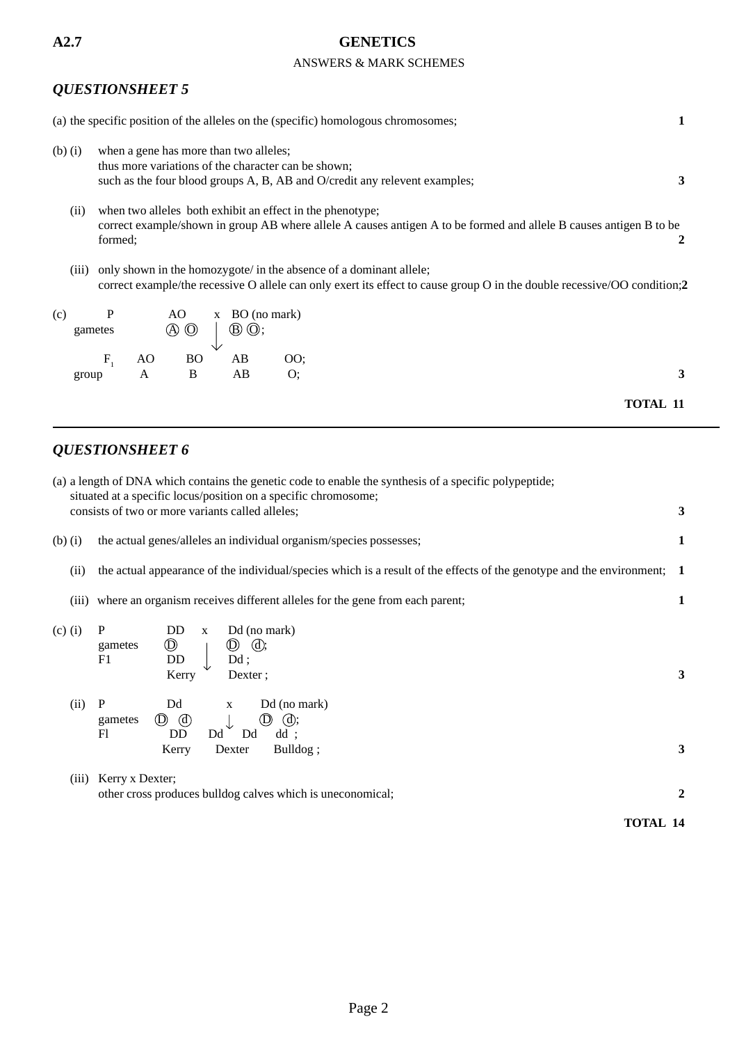**A2.7** **GENETICS**

ANSWERS & MARK SCHEMES

## *QUESTIONSHEET 5*

(a) the specific position of the alleles on the (specific) homologous chromosomes; **1**

(b) (i) when a gene has more than two alleles;
thus more variations of the character can be shown;
such as the four blood groups A, B, AB and O/credit any relevent examples; **3**

(ii) when two alleles both exhibit an effect in the phenotype;
correct example/shown in group AB where allele A causes antigen A to be formed and allele B causes antigen B to be formed; **2**

(iii) only shown in the homozygote/ in the absence of a dominant allele;
correct example/the recessive O allele can only exert its effect to cause group O in the double recessive/OO condition; **2**

(c)

```
        P           AO     x   BO (no mark)
     gametes        Ⓐ Ⓞ    |   Ⓑ Ⓞ;
                           ↓
        F1     AO      BO      AB      OO;
     group      A       B      AB       O;
```

**3**

**TOTAL 11**

---

## *QUESTIONSHEET 6*

(a) a length of DNA which contains the genetic code to enable the synthesis of a specific polypeptide;
situated at a specific locus/position on a specific chromosome;
consists of two or more variants called alleles; **3**

(b) (i) the actual genes/alleles an individual organism/species possesses; **1**

(ii) the actual appearance of the individual/species which is a result of the effects of the genotype and the environment; **1**

(iii) where an organism receives different alleles for the gene from each parent; **1**

(c) (i)

```
P          DD     x    Dd (no mark)
gametes    Ⓓ      |    Ⓓ  ⓓ;
F1         DD     ↓    Dd ;
           Kerry       Dexter ;
```

**3**

(ii)

```
P            Dd          x       Dd (no mark)
gametes   Ⓓ  ⓓ          ↓       Ⓓ  ⓓ;
Fl           DD      Dd     Dd      dd ;
             Kerry      Dexter      Bulldog ;
```

**3**

(iii) Kerry x Dexter;
other cross produces bulldog calves which is uneconomical; **2**

**TOTAL 14**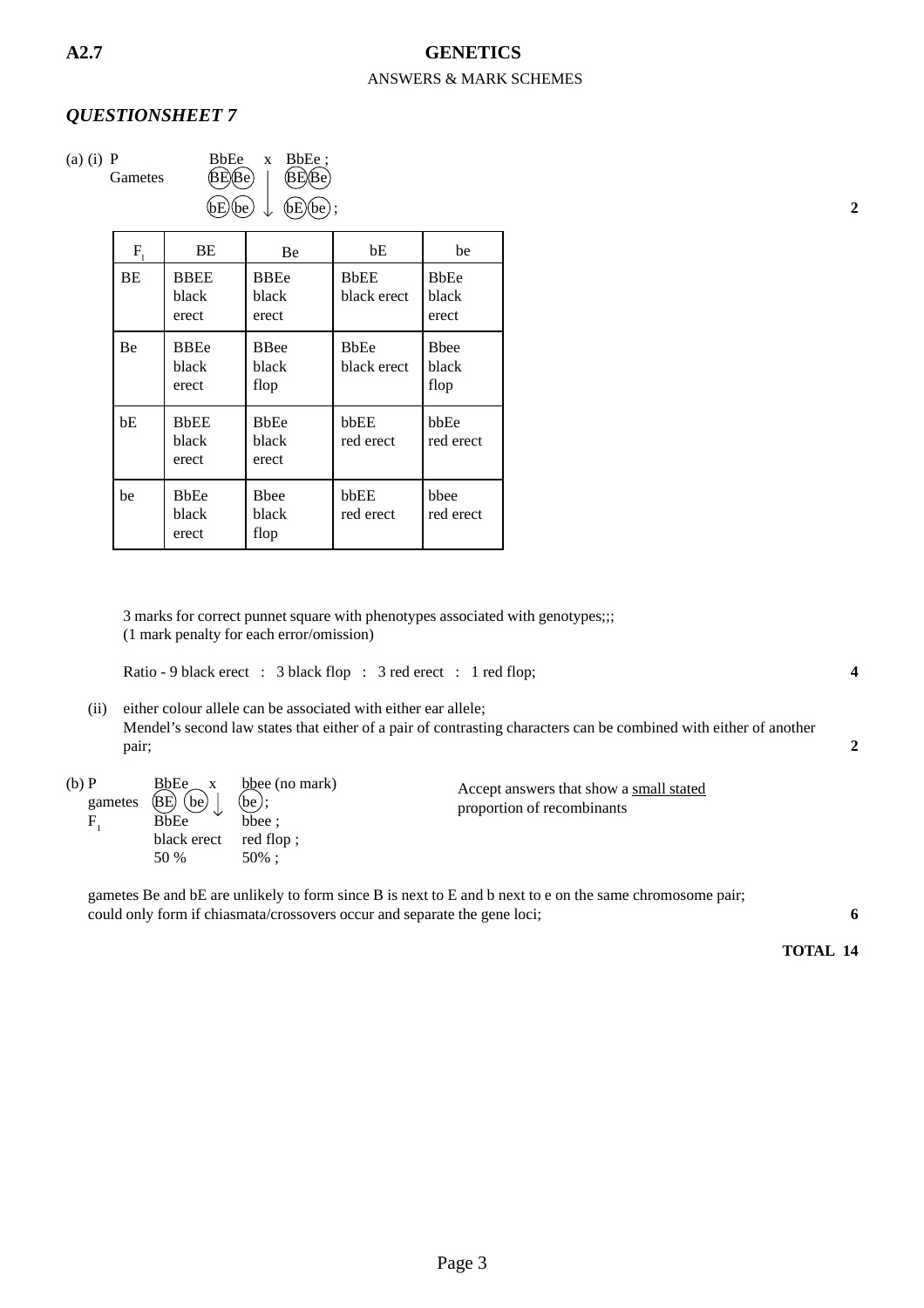**A2.7** **GENETICS**

ANSWERS & MARK SCHEMES

## *QUESTIONSHEET 7*

(a) (i) P BbEe x BbEe ;

Gametes (BE)(Be) (BE)(Be)

(bE)(be) ↓ (bE)(be) ; **2**

| $F_1$ | BE | Be | bE | be |
|---|---|---|---|---|
| BE | BBEE black erect | BBEe black erect | BbEE black erect | BbEe black erect |
| Be | BBEe black erect | BBee black flop | BbEe black erect | Bbee black flop |
| bE | BbEE black erect | BbEe black erect | bbEE red erect | bbEe red erect |
| be | BbEe black erect | Bbee black flop | bbEE red erect | bbee red erect |

3 marks for correct punnet square with phenotypes associated with genotypes;;;
(1 mark penalty for each error/omission)

Ratio - 9 black erect : 3 black flop : 3 red erect : 1 red flop; **4**

(ii) either colour allele can be associated with either ear allele;
Mendel's second law states that either of a pair of contrasting characters can be combined with either of another pair; **2**

(b) P BbEe x bbee (no mark)

gametes (BE) (be) ↓ (be) ;

$F_1$ BbEe bbee ;

black erect red flop ;

50 % 50% ;

Accept answers that show a small stated proportion of recombinants

gametes Be and bE are unlikely to form since B is next to E and b next to e on the same chromosome pair;
could only form if chiasmata/crossovers occur and separate the gene loci; **6**

**TOTAL 14**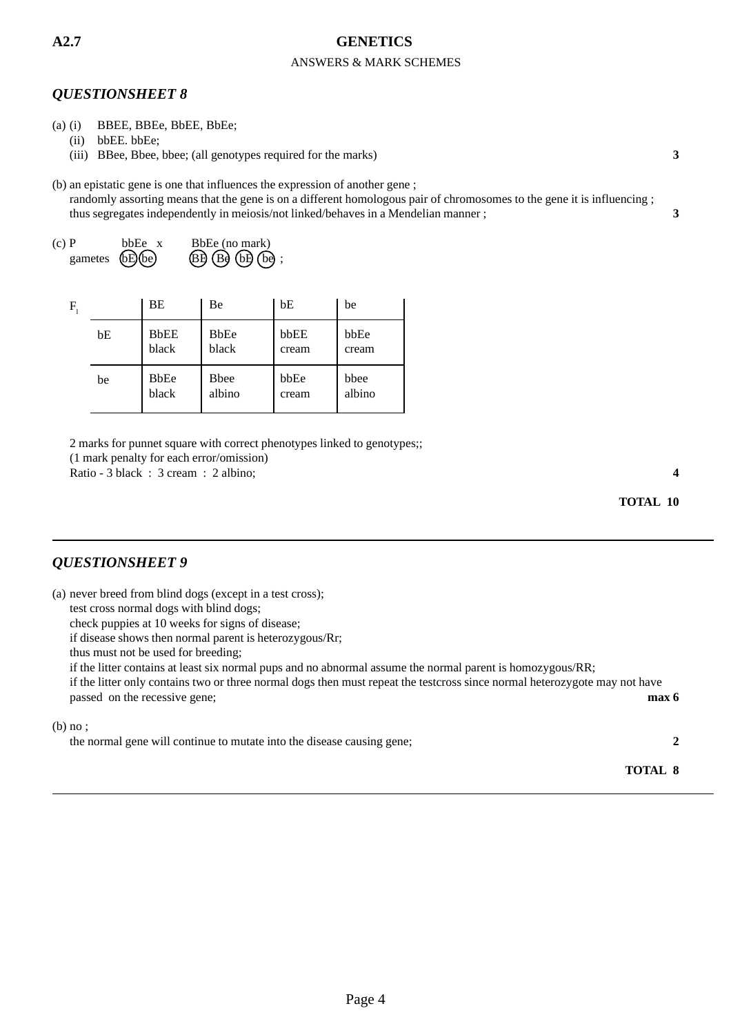## QUESTIONSHEET 8

(a) (i) BBEE, BBEe, BbEE, BbEe;

(ii) bbEE. bbEe;

(iii) BBee, Bbee, bbee; (all genotypes required for the marks) **3**

(b) an epistatic gene is one that influences the expression of another gene ;
randomly assorting means that the gene is on a different homologous pair of chromosomes to the gene it is influencing ;
thus segregates independently in meiosis/not linked/behaves in a Mendelian manner ; **3**

(c) P bbEe x BbEe (no mark)
gametes (bE) (be) (BE) (Be) (bE) (be) ;

| $F_1$ | BE | Be | bE | be |
|---|---|---|---|---|
| bE | BbEE black | BbEe black | bbEE cream | bbEe cream |
| be | BbEe black | Bbee albino | bbEe cream | bbee albino |

2 marks for punnet square with correct phenotypes linked to genotypes;;
(1 mark penalty for each error/omission)
Ratio - 3 black : 3 cream : 2 albino; **4**

**TOTAL 10**

---

## QUESTIONSHEET 9

(a) never breed from blind dogs (except in a test cross);
test cross normal dogs with blind dogs;
check puppies at 10 weeks for signs of disease;
if disease shows then normal parent is heterozygous/Rr;
thus must not be used for breeding;
if the litter contains at least six normal pups and no abnormal assume the normal parent is homozygous/RR;
if the litter only contains two or three normal dogs then must repeat the testcross since normal heterozygote may not have passed on the recessive gene; **max 6**

(b) no ;
the normal gene will continue to mutate into the disease causing gene; **2**

**TOTAL 8**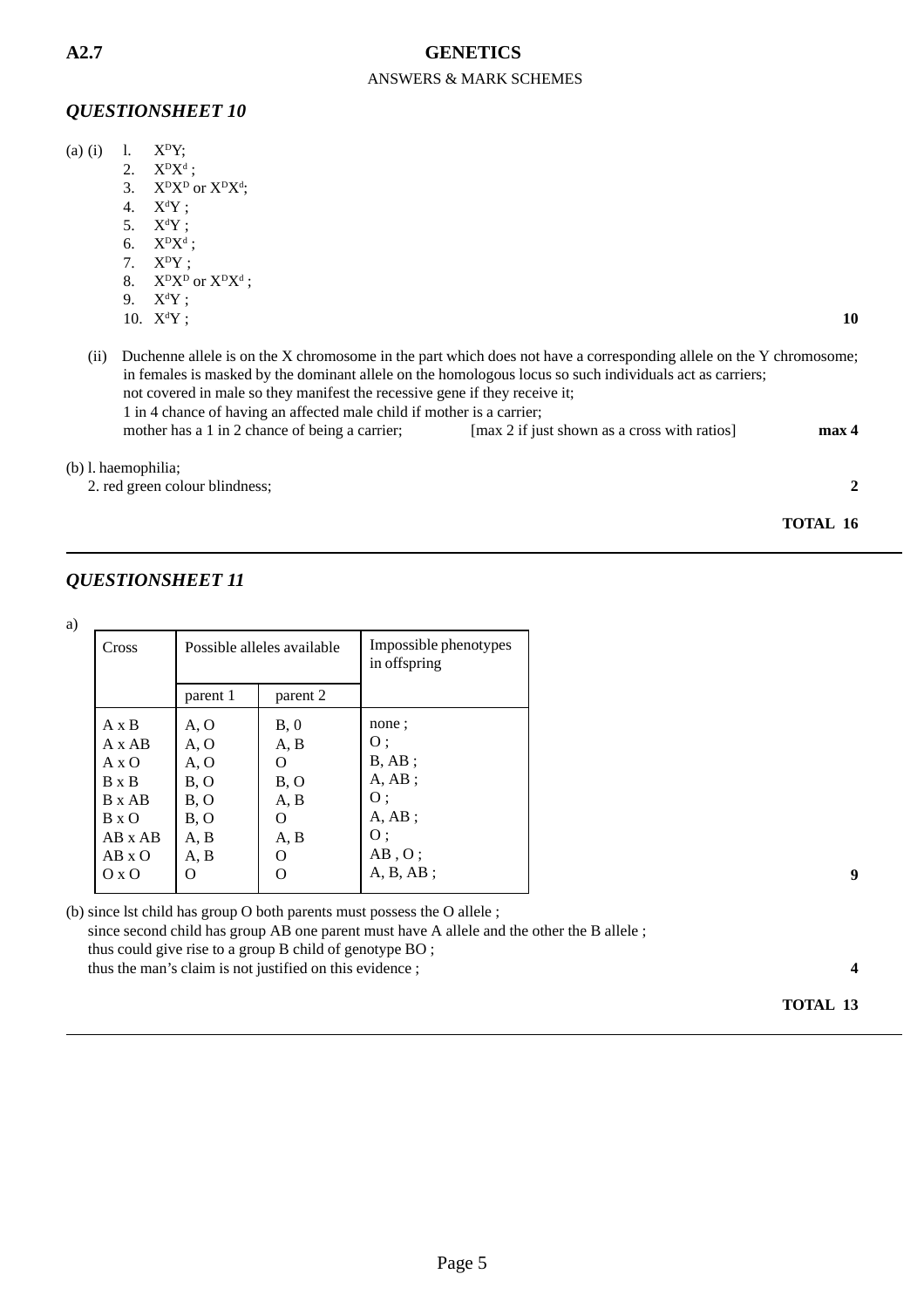**A2.7** **GENETICS**

ANSWERS & MARK SCHEMES

## *QUESTIONSHEET 10*

(a) (i)
1. $X^DY$;
2. $X^DX^d$ ;
3. $X^DX^D$ or $X^DX^d$;
4. $X^dY$ ;
5. $X^dY$ ;
6. $X^DX^d$ ;
7. $X^DY$ ;
8. $X^DX^D$ or $X^DX^d$ ;
9. $X^dY$ ;
10. $X^dY$ ; **10**

(ii) Duchenne allele is on the X chromosome in the part which does not have a corresponding allele on the Y chromosome;
in females is masked by the dominant allele on the homologous locus so such individuals act as carriers;
not covered in male so they manifest the recessive gene if they receive it;
1 in 4 chance of having an affected male child if mother is a carrier;
mother has a 1 in 2 chance of being a carrier; [max 2 if just shown as a cross with ratios] **max 4**

(b) 1. haemophilia;
2. red green colour blindness; **2**

**TOTAL 16**

---

## *QUESTIONSHEET 11*

a)

| Cross | Possible alleles available | | Impossible phenotypes in offspring |
|---|---|---|---|
| | parent 1 | parent 2 | |
| A x B | A, O | B, 0 | none ; |
| A x AB | A, O | A, B | O ; |
| A x O | A, O | O | B, AB ; |
| B x B | B, O | B, O | A, AB ; |
| B x AB | B, O | A, B | O ; |
| B x O | B, O | O | A, AB ; |
| AB x AB | A, B | A, B | O ; |
| AB x O | A, B | O | AB , O ; |
| O x O | O | O | A, B, AB ; |

**9**

(b) since 1st child has group O both parents must possess the O allele ;
since second child has group AB one parent must have A allele and the other the B allele ;
thus could give rise to a group B child of genotype BO ;
thus the man's claim is not justified on this evidence ; **4**

**TOTAL 13**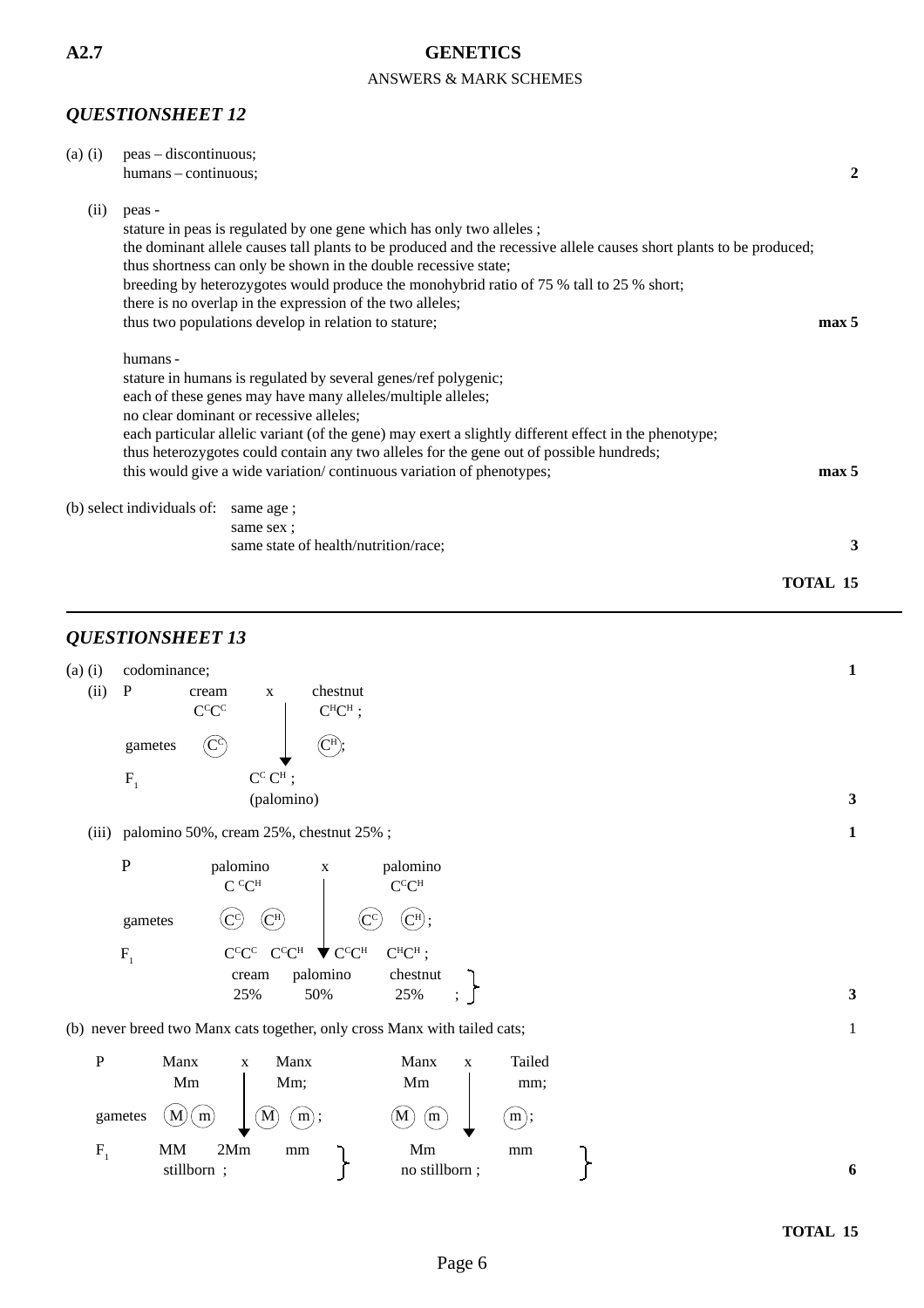**A2.7** **GENETICS**

ANSWERS & MARK SCHEMES

### *QUESTIONSHEET 12*

(a) (i) peas – discontinuous;
humans – continuous; **2**

(ii) peas -
stature in peas is regulated by one gene which has only two alleles ;
the dominant allele causes tall plants to be produced and the recessive allele causes short plants to be produced;
thus shortness can only be shown in the double recessive state;
breeding by heterozygotes would produce the monohybrid ratio of 75 % tall to 25 % short;
there is no overlap in the expression of the two alleles;
thus two populations develop in relation to stature; **max 5**

humans -
stature in humans is regulated by several genes/ref polygenic;
each of these genes may have many alleles/multiple alleles;
no clear dominant or recessive alleles;
each particular allelic variant (of the gene) may exert a slightly different effect in the phenotype;
thus heterozygotes could contain any two alleles for the gene out of possible hundreds;
this would give a wide variation/ continuous variation of phenotypes; **max 5**

(b) select individuals of: same age ;
same sex ;
same state of health/nutrition/race; **3**

**TOTAL 15**

---

### *QUESTIONSHEET 13*

(a) (i) codominance; **1**

(ii) P cream x chestnut
$C^CC^C$ $C^HC^H$ ;

gametes $(C^C)$ $(C^H)$;

$F_1$ $C^C C^H$ ;
(palomino) **3**

(iii) palomino 50%, cream 25%, chestnut 25% ; **1**

P palomino x palomino
$C^CC^H$ $C^CC^H$

gametes $(C^C)$ $(C^H)$ $(C^C)$ $(C^H)$ ;

$F_1$ $C^CC^C$ $C^CC^H$ $C^CC^H$ $C^HC^H$ ;
cream palomino chestnut
25% 50% 25% ; **3**

(b) never breed two Manx cats together, only cross Manx with tailed cats; 1

P Manx x Manx Manx x Tailed
Mm Mm; Mm mm;

gametes (M) (m) (M) (m) ; (M) (m) (m) ;

$F_1$ MM 2Mm mm Mm mm
stillborn ; no stillborn ; **6**

**TOTAL 15**